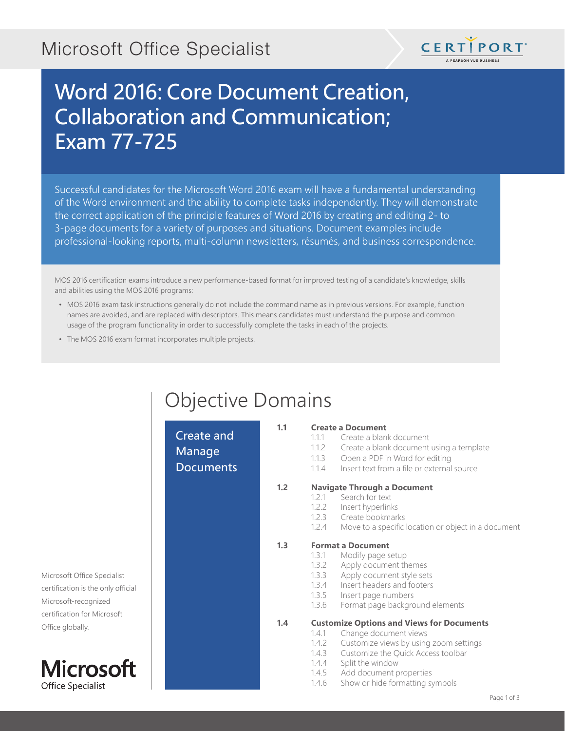Microsoft Office Specialist

# Word 2016: Core Document Creation, Collaboration and Communication; Exam 77-725

Successful candidates for the Microsoft Word 2016 exam will have a fundamental understanding of the Word environment and the ability to complete tasks independently. They will demonstrate the correct application of the principle features of Word 2016 by creating and editing 2- to 3-page documents for a variety of purposes and situations. Document examples include professional-looking reports, multi-column newsletters, résumés, and business correspondence.

MOS 2016 certification exams introduce a new performance-based format for improved testing of a candidate's knowledge, skills and abilities using the MOS 2016 programs:

- MOS 2016 exam task instructions generally do not include the command name as in previous versions. For example, function names are avoided, and are replaced with descriptors. This means candidates must understand the purpose and common usage of the program functionality in order to successfully complete the tasks in each of the projects.
- The MOS 2016 exam format incorporates multiple projects.

Microsoft Office Specialist certification is the only official Microsoft-recognized certification for Microsoft Office globally.

## Objective Domains

### Create and Manage Documents

**1.1 Create a Document**
- 1.1.1 Create a blank document
- 1.1.2 Create a blank document using a template
- 1.1.3 Open a PDF in Word for editing
- 1.1.4 Insert text from a file or external source

**1.2 Navigate Through a Document**
- 1.2.1 Search for text
- 1.2.2 Insert hyperlinks
- 1.2.3 Create bookmarks
- 1.2.4 Move to a specific location or object in a document

**1.3 Format a Document**
- 1.3.1 Modify page setup
- 1.3.2 Apply document themes
- 1.3.3 Apply document style sets
- 1.3.4 Insert headers and footers
- 1.3.5 Insert page numbers
- 1.3.6 Format page background elements

**1.4 Customize Options and Views for Documents**
- 1.4.1 Change document views
- 1.4.2 Customize views by using zoom settings
- 1.4.3 Customize the Quick Access toolbar
- 1.4.4 Split the window
- 1.4.5 Add document properties
- 1.4.6 Show or hide formatting symbols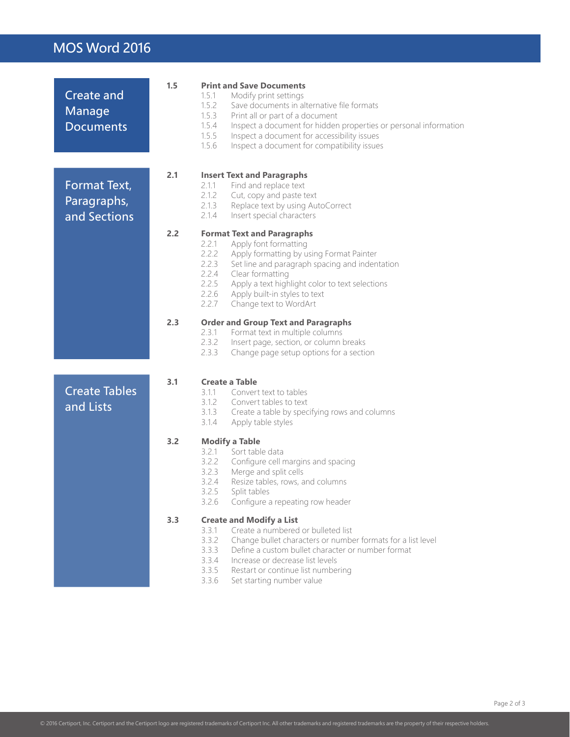# MOS Word 2016

## Create and Manage Documents

### 1.5 Print and Save Documents

- 1.5.1 Modify print settings
- 1.5.2 Save documents in alternative file formats
- 1.5.3 Print all or part of a document
- 1.5.4 Inspect a document for hidden properties or personal information
- 1.5.5 Inspect a document for accessibility issues
- 1.5.6 Inspect a document for compatibility issues

## Format Text, Paragraphs, and Sections

### 2.1 Insert Text and Paragraphs

- 2.1.1 Find and replace text
- 2.1.2 Cut, copy and paste text
- 2.1.3 Replace text by using AutoCorrect
- 2.1.4 Insert special characters

### 2.2 Format Text and Paragraphs

- 2.2.1 Apply font formatting
- 2.2.2 Apply formatting by using Format Painter
- 2.2.3 Set line and paragraph spacing and indentation
- 2.2.4 Clear formatting
- 2.2.5 Apply a text highlight color to text selections
- 2.2.6 Apply built-in styles to text
- 2.2.7 Change text to WordArt

### 2.3 Order and Group Text and Paragraphs

- 2.3.1 Format text in multiple columns
- 2.3.2 Insert page, section, or column breaks
- 2.3.3 Change page setup options for a section

## Create Tables and Lists

### 3.1 Create a Table

- 3.1.1 Convert text to tables
- 3.1.2 Convert tables to text
- 3.1.3 Create a table by specifying rows and columns
- 3.1.4 Apply table styles

### 3.2 Modify a Table

- 3.2.1 Sort table data
- 3.2.2 Configure cell margins and spacing
- 3.2.3 Merge and split cells
- 3.2.4 Resize tables, rows, and columns
- 3.2.5 Split tables
- 3.2.6 Configure a repeating row header

### 3.3 Create and Modify a List

- 3.3.1 Create a numbered or bulleted list
- 3.3.2 Change bullet characters or number formats for a list level
- 3.3.3 Define a custom bullet character or number format
- 3.3.4 Increase or decrease list levels
- 3.3.5 Restart or continue list numbering
- 3.3.6 Set starting number value

© 2016 Certiport, Inc. Certiport and the Certiport logo are registered trademarks of Certiport Inc. All other trademarks and registered trademarks are the property of their respective holders.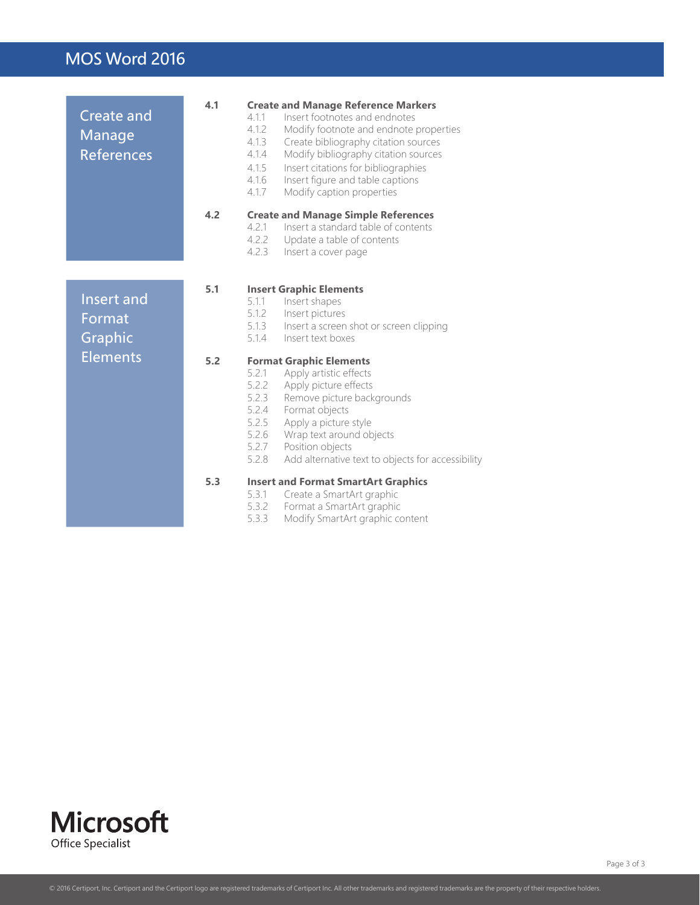# MOS Word 2016

## Create and Manage References

**4.1 Create and Manage Reference Markers**

- 4.1.1 Insert footnotes and endnotes
- 4.1.2 Modify footnote and endnote properties
- 4.1.3 Create bibliography citation sources
- 4.1.4 Modify bibliography citation sources
- 4.1.5 Insert citations for bibliographies
- 4.1.6 Insert figure and table captions
- 4.1.7 Modify caption properties

**4.2 Create and Manage Simple References**

- 4.2.1 Insert a standard table of contents
- 4.2.2 Update a table of contents
- 4.2.3 Insert a cover page

## Insert and Format Graphic Elements

**5.1 Insert Graphic Elements**

- 5.1.1 Insert shapes
- 5.1.2 Insert pictures
- 5.1.3 Insert a screen shot or screen clipping
- 5.1.4 Insert text boxes

**5.2 Format Graphic Elements**

- 5.2.1 Apply artistic effects
- 5.2.2 Apply picture effects
- 5.2.3 Remove picture backgrounds
- 5.2.4 Format objects
- 5.2.5 Apply a picture style
- 5.2.6 Wrap text around objects
- 5.2.7 Position objects
- 5.2.8 Add alternative text to objects for accessibility

**5.3 Insert and Format SmartArt Graphics**

- 5.3.1 Create a SmartArt graphic
- 5.3.2 Format a SmartArt graphic
- 5.3.3 Modify SmartArt graphic content

Microsoft
Office Specialist

© 2016 Certiport, Inc. Certiport and the Certiport logo are registered trademarks of Certiport Inc. All other trademarks and registered trademarks are the property of their respective holders.